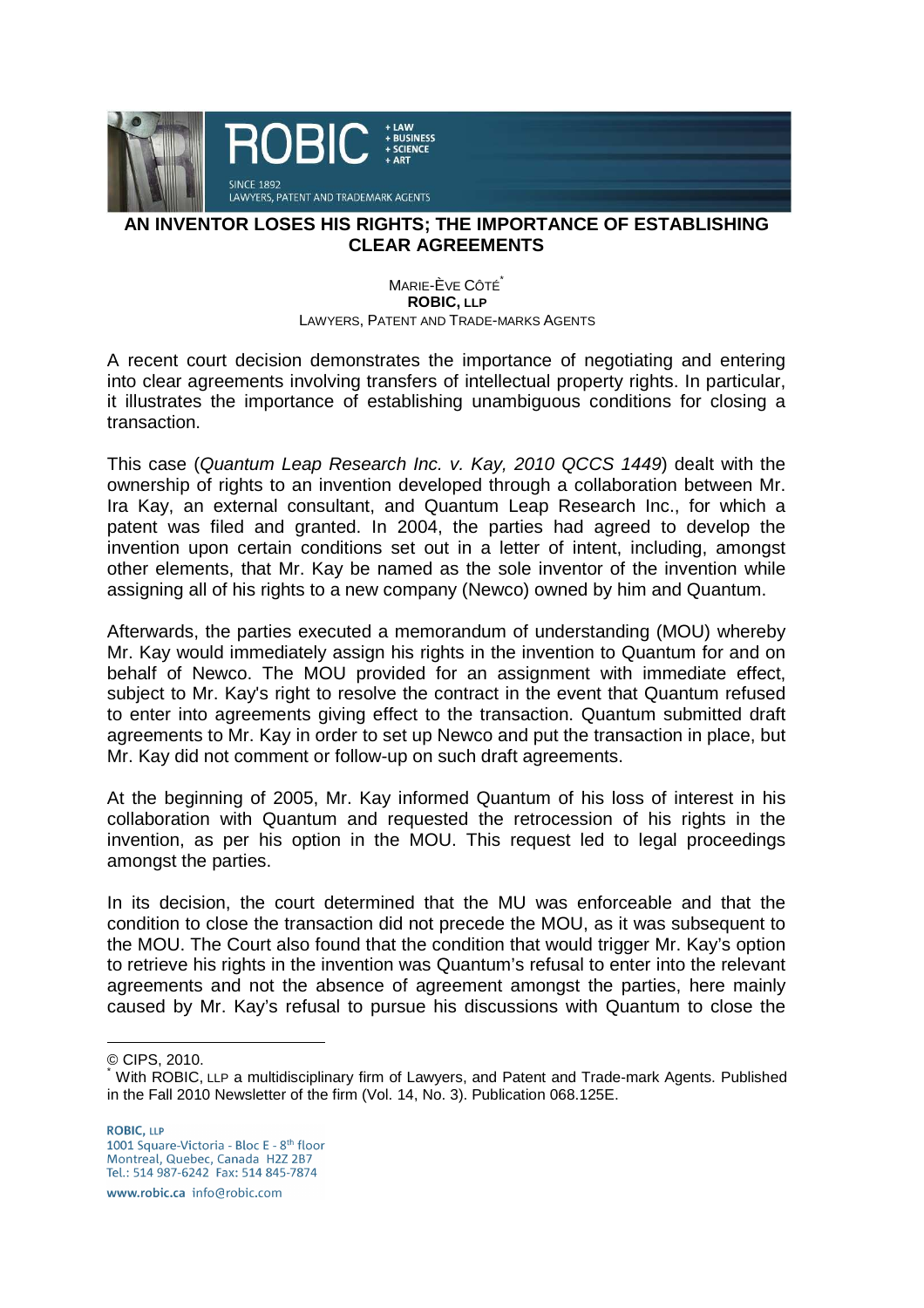# AN INVENTOR LOSES HIS RIGHTS; THE IMPORTANCE OF ESTABLISHING CLEAR AGREEMENTS

MARIE-ÈVE CÔTÉ[*]
**ROBIC, LLP**
LAWYERS, PATENT AND TRADE-MARKS AGENTS

A recent court decision demonstrates the importance of negotiating and entering into clear agreements involving transfers of intellectual property rights. In particular, it illustrates the importance of establishing unambiguous conditions for closing a transaction.

This case (*Quantum Leap Research Inc. v. Kay, 2010 QCCS 1449*) dealt with the ownership of rights to an invention developed through a collaboration between Mr. Ira Kay, an external consultant, and Quantum Leap Research Inc., for which a patent was filed and granted. In 2004, the parties had agreed to develop the invention upon certain conditions set out in a letter of intent, including, amongst other elements, that Mr. Kay be named as the sole inventor of the invention while assigning all of his rights to a new company (Newco) owned by him and Quantum.

Afterwards, the parties executed a memorandum of understanding (MOU) whereby Mr. Kay would immediately assign his rights in the invention to Quantum for and on behalf of Newco. The MOU provided for an assignment with immediate effect, subject to Mr. Kay's right to resolve the contract in the event that Quantum refused to enter into agreements giving effect to the transaction. Quantum submitted draft agreements to Mr. Kay in order to set up Newco and put the transaction in place, but Mr. Kay did not comment or follow-up on such draft agreements.

At the beginning of 2005, Mr. Kay informed Quantum of his loss of interest in his collaboration with Quantum and requested the retrocession of his rights in the invention, as per his option in the MOU. This request led to legal proceedings amongst the parties.

In its decision, the court determined that the MU was enforceable and that the condition to close the transaction did not precede the MOU, as it was subsequent to the MOU. The Court also found that the condition that would trigger Mr. Kay's option to retrieve his rights in the invention was Quantum's refusal to enter into the relevant agreements and not the absence of agreement amongst the parties, here mainly caused by Mr. Kay's refusal to pursue his discussions with Quantum to close the

---

© CIPS, 2010.

[*] With ROBIC, LLP a multidisciplinary firm of Lawyers, and Patent and Trade-mark Agents. Published in the Fall 2010 Newsletter of the firm (Vol. 14, No. 3). Publication 068.125E.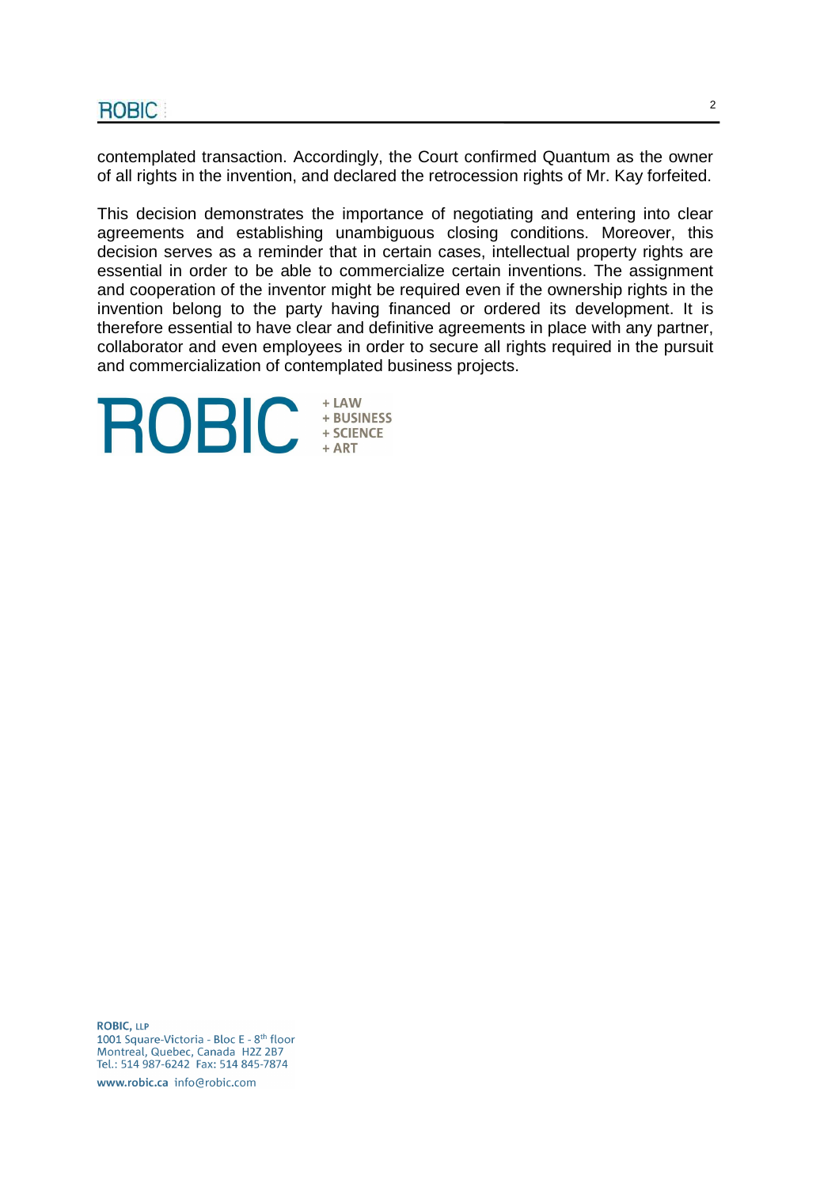contemplated transaction. Accordingly, the Court confirmed Quantum as the owner of all rights in the invention, and declared the retrocession rights of Mr. Kay forfeited.

This decision demonstrates the importance of negotiating and entering into clear agreements and establishing unambiguous closing conditions. Moreover, this decision serves as a reminder that in certain cases, intellectual property rights are essential in order to be able to commercialize certain inventions. The assignment and cooperation of the inventor might be required even if the ownership rights in the invention belong to the party having financed or ordered its development. It is therefore essential to have clear and definitive agreements in place with any partner, collaborator and even employees in order to secure all rights required in the pursuit and commercialization of contemplated business projects.

ROBIC
+ LAW
+ BUSINESS
+ SCIENCE
+ ART

**ROBIC, LLP**
1001 Square-Victoria - Bloc E - 8th floor
Montreal, Quebec, Canada H2Z 2B7
Tel.: 514 987-6242 Fax: 514 845-7874

**www.robic.ca** info@robic.com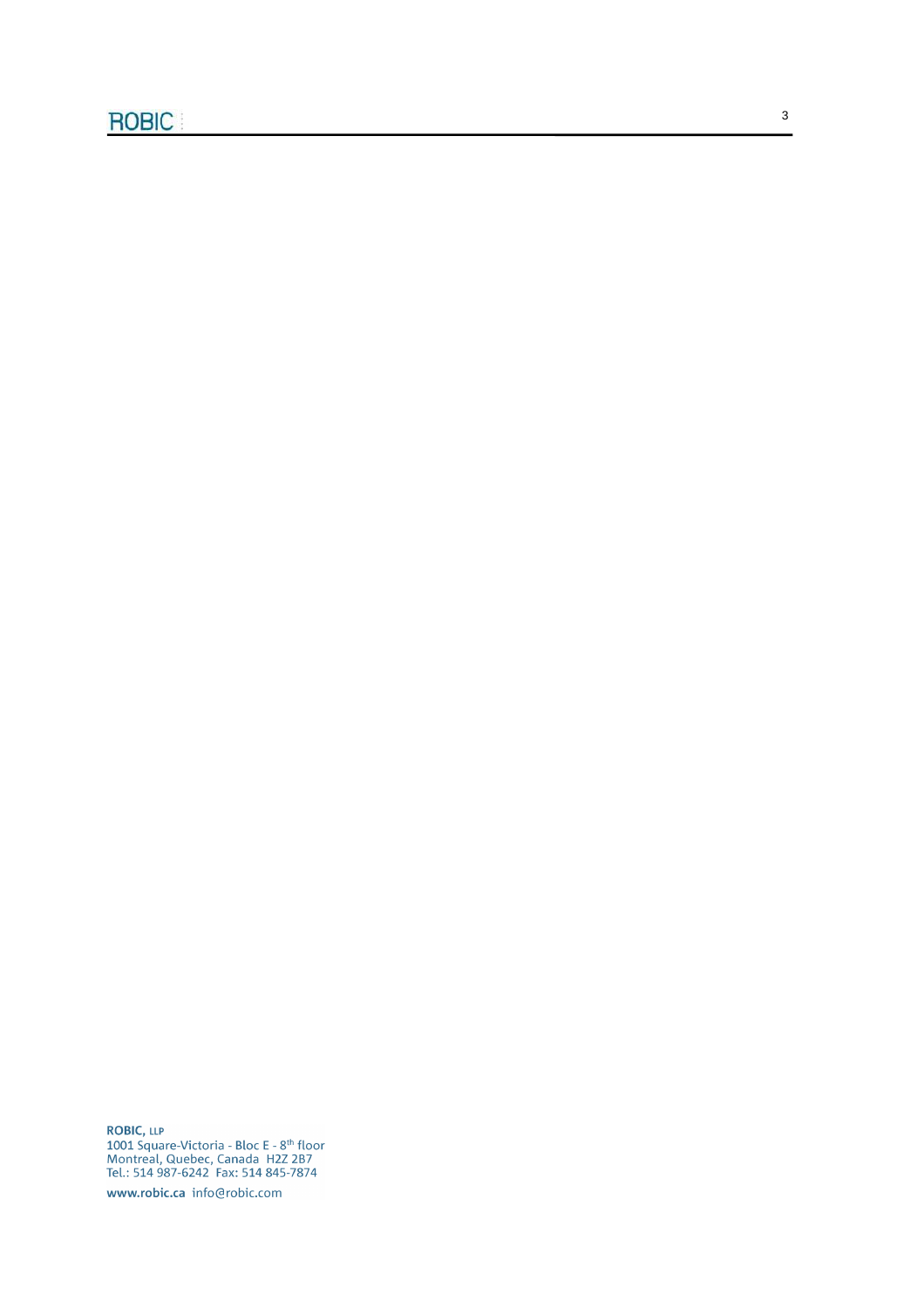**ROBIC, LLP**
1001 Square-Victoria - Bloc E - 8th floor
Montreal, Quebec, Canada H2Z 2B7
Tel.: 514 987-6242 Fax: 514 845-7874

**www.robic.ca** info@robic.com